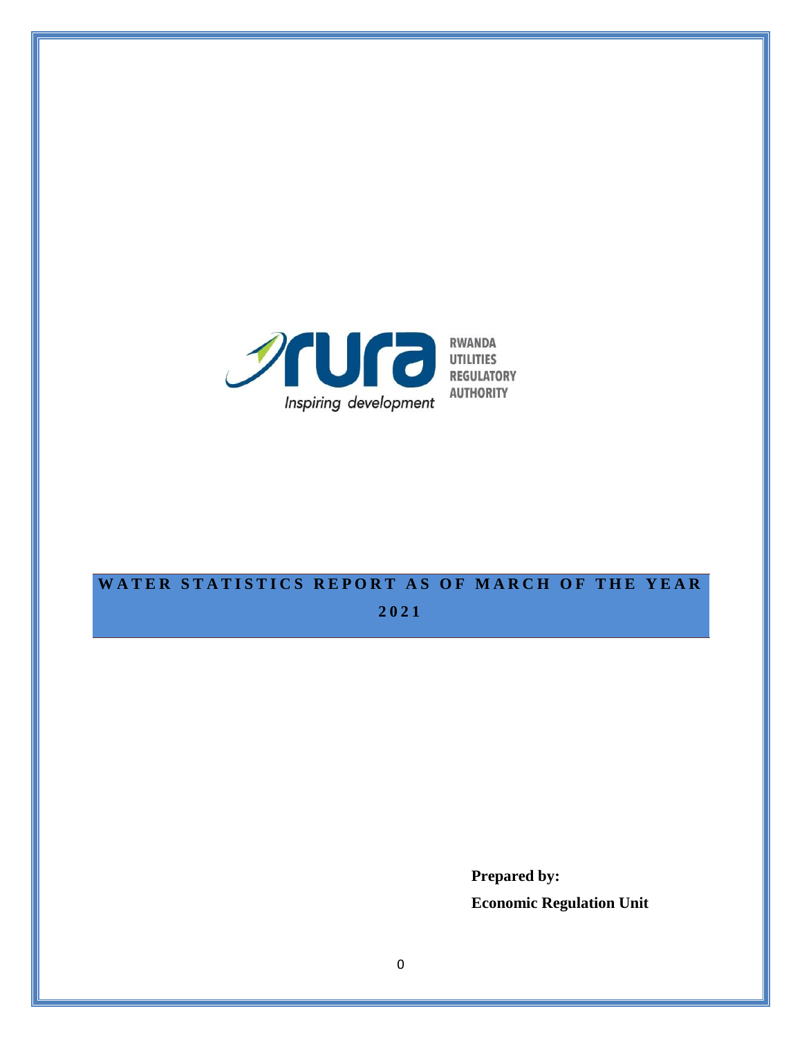RWANDA UTILITIES REGULATORY AUTHORITY

*Inspiring development*

# WATER STATISTICS REPORT AS OF MARCH OF THE YEAR 2021

**Prepared by:**

**Economic Regulation Unit**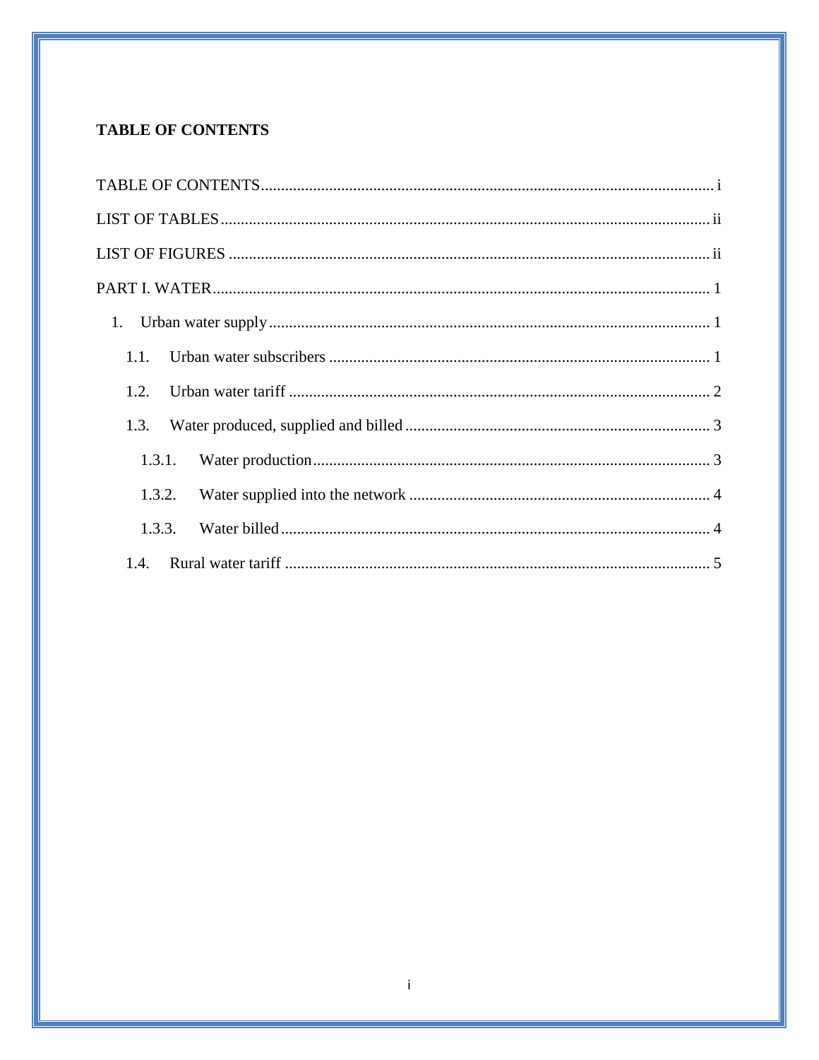**TABLE OF CONTENTS**

TABLE OF CONTENTS ........ i

LIST OF TABLES ........ ii

LIST OF FIGURES ........ ii

PART I. WATER ........ 1

1. Urban water supply ........ 1
    - 1.1. Urban water subscribers ........ 1
    - 1.2. Urban water tariff ........ 2
    - 1.3. Water produced, supplied and billed ........ 3
        - 1.3.1. Water production ........ 3
        - 1.3.2. Water supplied into the network ........ 4
        - 1.3.3. Water billed ........ 4
    - 1.4. Rural water tariff ........ 5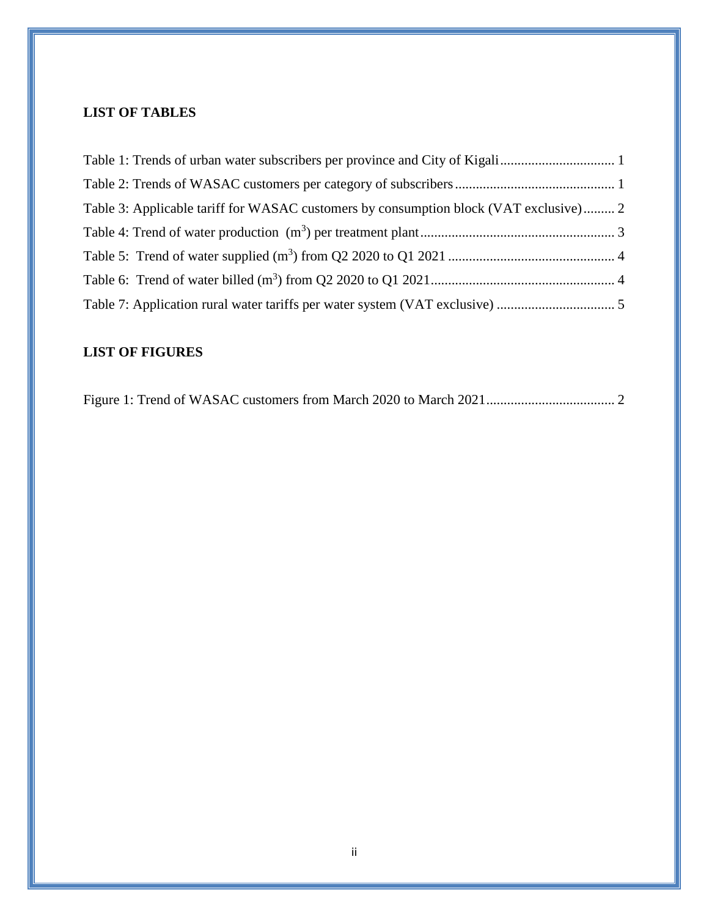## LIST OF TABLES

Table 1: Trends of urban water subscribers per province and City of Kigali ................................ 1

Table 2: Trends of WASAC customers per category of subscribers ............................................. 1

Table 3: Applicable tariff for WASAC customers by consumption block (VAT exclusive) ......... 2

Table 4: Trend of water production ($m^3$) per treatment plant ....................................................... 3

Table 5: Trend of water supplied ($m^3$) from Q2 2020 to Q1 2021 ................................................ 4

Table 6: Trend of water billed ($m^3$) from Q2 2020 to Q1 2021 .................................................... 4

Table 7: Application rural water tariffs per water system (VAT exclusive) .................................. 5

## LIST OF FIGURES

Figure 1: Trend of WASAC customers from March 2020 to March 2021 ..................................... 2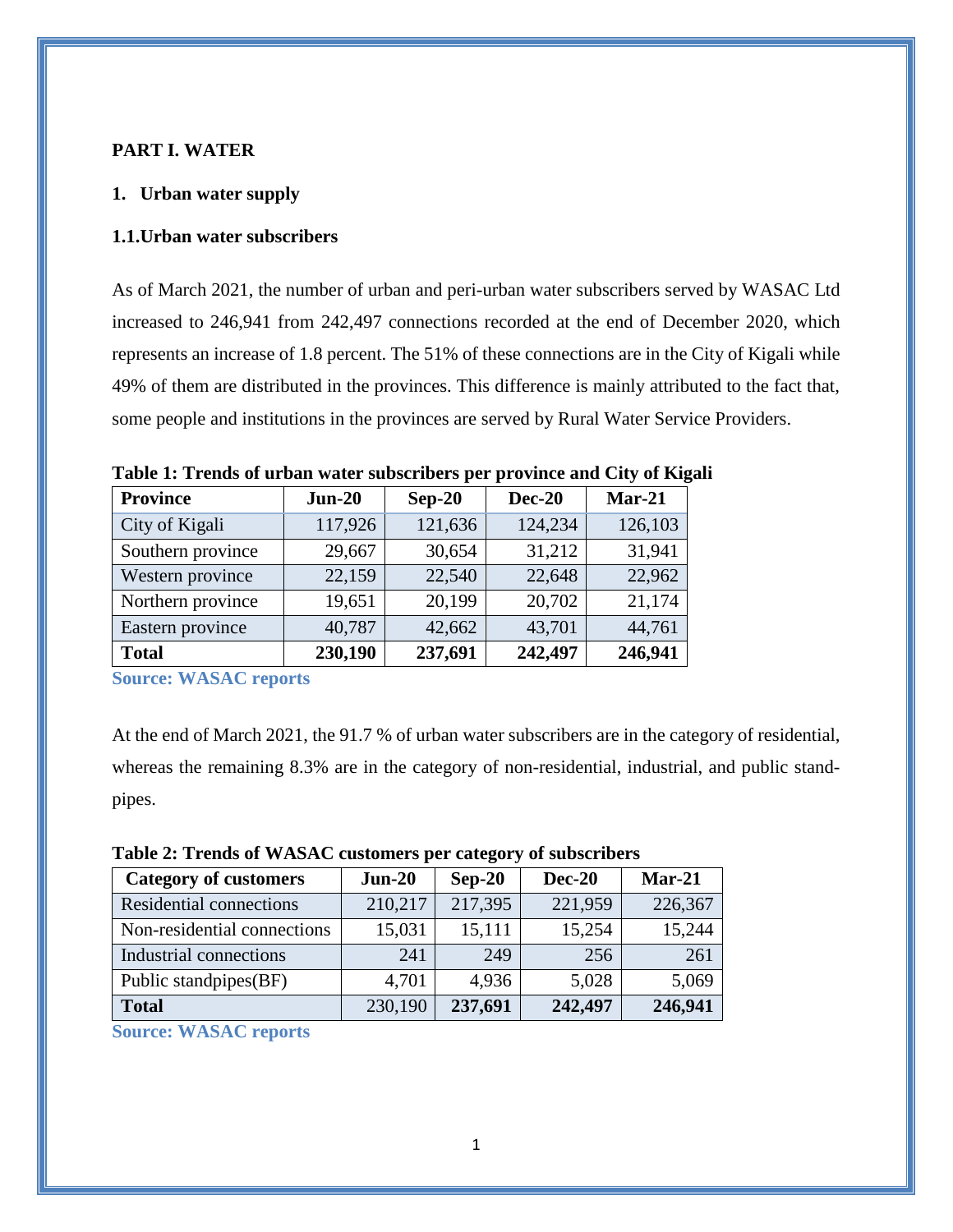# PART I. WATER

## 1. Urban water supply

### 1.1. Urban water subscribers

As of March 2021, the number of urban and peri-urban water subscribers served by WASAC Ltd increased to 246,941 from 242,497 connections recorded at the end of December 2020, which represents an increase of 1.8 percent. The 51% of these connections are in the City of Kigali while 49% of them are distributed in the provinces. This difference is mainly attributed to the fact that, some people and institutions in the provinces are served by Rural Water Service Providers.

**Table 1: Trends of urban water subscribers per province and City of Kigali**

| Province | Jun-20 | Sep-20 | Dec-20 | Mar-21 |
|---|---|---|---|---|
| City of Kigali | 117,926 | 121,636 | 124,234 | 126,103 |
| Southern province | 29,667 | 30,654 | 31,212 | 31,941 |
| Western province | 22,159 | 22,540 | 22,648 | 22,962 |
| Northern province | 19,651 | 20,199 | 20,702 | 21,174 |
| Eastern province | 40,787 | 42,662 | 43,701 | 44,761 |
| **Total** | **230,190** | **237,691** | **242,497** | **246,941** |

**Source: WASAC reports**

At the end of March 2021, the 91.7 % of urban water subscribers are in the category of residential, whereas the remaining 8.3% are in the category of non-residential, industrial, and public stand-pipes.

**Table 2: Trends of WASAC customers per category of subscribers**

| Category of customers | Jun-20 | Sep-20 | Dec-20 | Mar-21 |
|---|---|---|---|---|
| Residential connections | 210,217 | 217,395 | 221,959 | 226,367 |
| Non-residential connections | 15,031 | 15,111 | 15,254 | 15,244 |
| Industrial connections | 241 | 249 | 256 | 261 |
| Public standpipes(BF) | 4,701 | 4,936 | 5,028 | 5,069 |
| **Total** | 230,190 | **237,691** | **242,497** | **246,941** |

**Source: WASAC reports**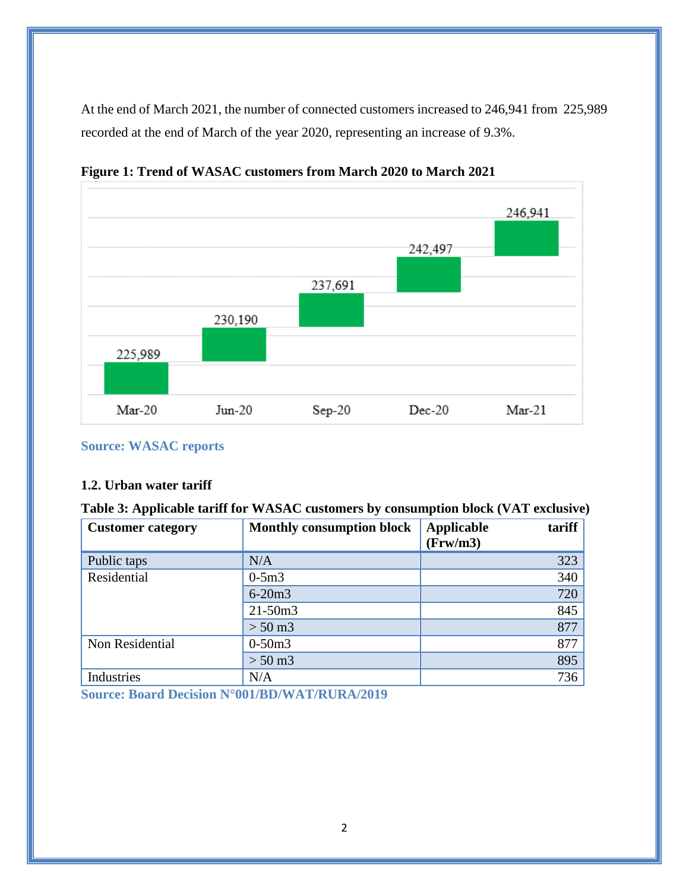At the end of March 2021, the number of connected customers increased to 246,941 from 225,989 recorded at the end of March of the year 2020, representing an increase of 9.3%.

**Figure 1: Trend of WASAC customers from March 2020 to March 2021**

| Mar-20 | Jun-20 | Sep-20 | Dec-20 | Mar-21 |
|---|---|---|---|---|
| 225,989 | 230,190 | 237,691 | 242,497 | 246,941 |

**Source: WASAC reports**

### 1.2. Urban water tariff

**Table 3: Applicable tariff for WASAC customers by consumption block (VAT exclusive)**

| Customer category | Monthly consumption block | Applicable tariff (Frw/m3) |
|---|---|---|
| Public taps | N/A | 323 |
| Residential | 0-5m3 | 340 |
| | 6-20m3 | 720 |
| | 21-50m3 | 845 |
| | > 50 m3 | 877 |
| Non Residential | 0-50m3 | 877 |
| | > 50 m3 | 895 |
| Industries | N/A | 736 |

**Source: Board Decision N°001/BD/WAT/RURA/2019**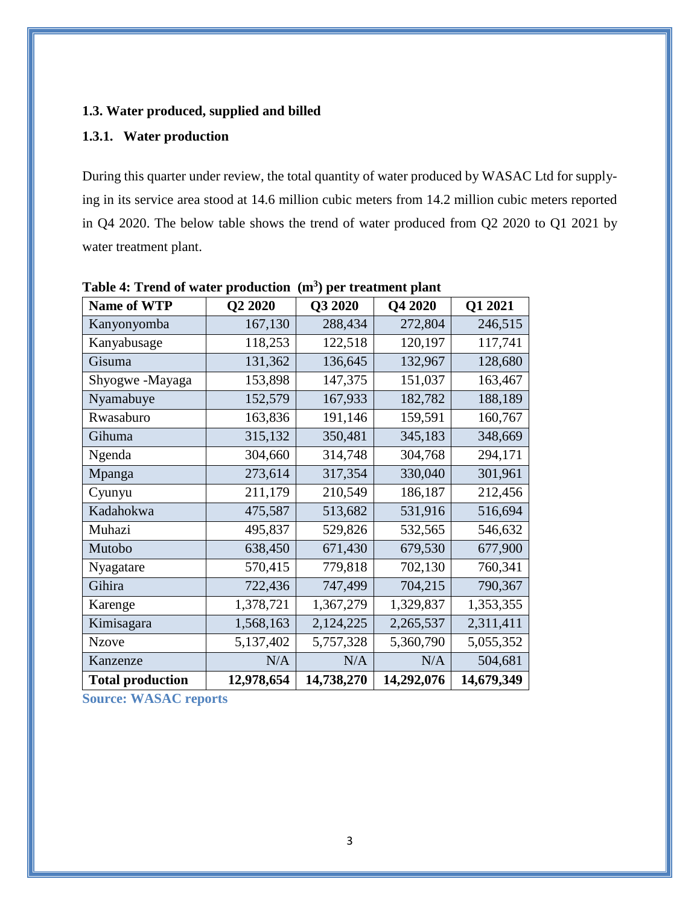## 1.3. Water produced, supplied and billed

### 1.3.1. Water production

During this quarter under review, the total quantity of water produced by WASAC Ltd for supplying in its service area stood at 14.6 million cubic meters from 14.2 million cubic meters reported in Q4 2020. The below table shows the trend of water produced from Q2 2020 to Q1 2021 by water treatment plant.

**Table 4: Trend of water production ($m^3$) per treatment plant**

| Name of WTP | Q2 2020 | Q3 2020 | Q4 2020 | Q1 2021 |
|---|---|---|---|---|
| Kanyonyomba | 167,130 | 288,434 | 272,804 | 246,515 |
| Kanyabusage | 118,253 | 122,518 | 120,197 | 117,741 |
| Gisuma | 131,362 | 136,645 | 132,967 | 128,680 |
| Shyogwe -Mayaga | 153,898 | 147,375 | 151,037 | 163,467 |
| Nyamabuye | 152,579 | 167,933 | 182,782 | 188,189 |
| Rwasaburo | 163,836 | 191,146 | 159,591 | 160,767 |
| Gihuma | 315,132 | 350,481 | 345,183 | 348,669 |
| Ngenda | 304,660 | 314,748 | 304,768 | 294,171 |
| Mpanga | 273,614 | 317,354 | 330,040 | 301,961 |
| Cyunyu | 211,179 | 210,549 | 186,187 | 212,456 |
| Kadahokwa | 475,587 | 513,682 | 531,916 | 516,694 |
| Muhazi | 495,837 | 529,826 | 532,565 | 546,632 |
| Mutobo | 638,450 | 671,430 | 679,530 | 677,900 |
| Nyagatare | 570,415 | 779,818 | 702,130 | 760,341 |
| Gihira | 722,436 | 747,499 | 704,215 | 790,367 |
| Karenge | 1,378,721 | 1,367,279 | 1,329,837 | 1,353,355 |
| Kimisagara | 1,568,163 | 2,124,225 | 2,265,537 | 2,311,411 |
| Nzove | 5,137,402 | 5,757,328 | 5,360,790 | 5,055,352 |
| Kanzenze | N/A | N/A | N/A | 504,681 |
| **Total production** | **12,978,654** | **14,738,270** | **14,292,076** | **14,679,349** |

**Source: WASAC reports**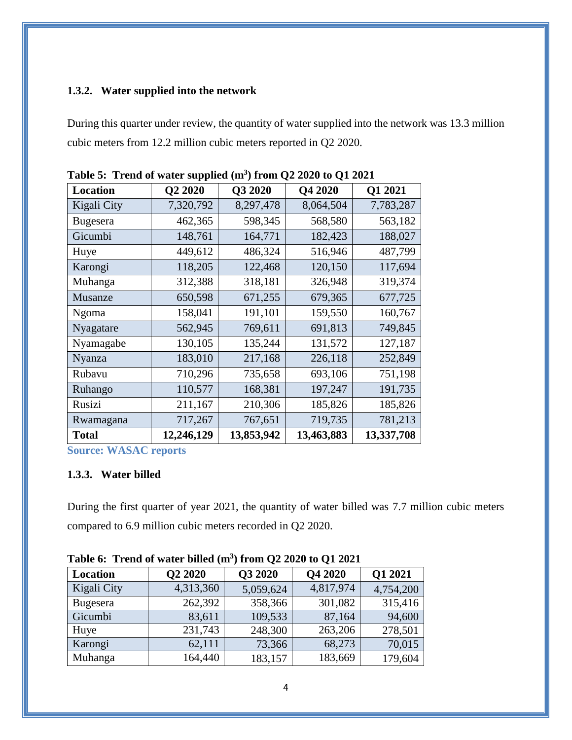### 1.3.2. Water supplied into the network

During this quarter under review, the quantity of water supplied into the network was 13.3 million cubic meters from 12.2 million cubic meters reported in Q2 2020.

**Table 5: Trend of water supplied ($m^3$) from Q2 2020 to Q1 2021**

| Location | Q2 2020 | Q3 2020 | Q4 2020 | Q1 2021 |
|---|---|---|---|---|
| Kigali City | 7,320,792 | 8,297,478 | 8,064,504 | 7,783,287 |
| Bugesera | 462,365 | 598,345 | 568,580 | 563,182 |
| Gicumbi | 148,761 | 164,771 | 182,423 | 188,027 |
| Huye | 449,612 | 486,324 | 516,946 | 487,799 |
| Karongi | 118,205 | 122,468 | 120,150 | 117,694 |
| Muhanga | 312,388 | 318,181 | 326,948 | 319,374 |
| Musanze | 650,598 | 671,255 | 679,365 | 677,725 |
| Ngoma | 158,041 | 191,101 | 159,550 | 160,767 |
| Nyagatare | 562,945 | 769,611 | 691,813 | 749,845 |
| Nyamagabe | 130,105 | 135,244 | 131,572 | 127,187 |
| Nyanza | 183,010 | 217,168 | 226,118 | 252,849 |
| Rubavu | 710,296 | 735,658 | 693,106 | 751,198 |
| Ruhango | 110,577 | 168,381 | 197,247 | 191,735 |
| Rusizi | 211,167 | 210,306 | 185,826 | 185,826 |
| Rwamagana | 717,267 | 767,651 | 719,735 | 781,213 |
| **Total** | **12,246,129** | **13,853,942** | **13,463,883** | **13,337,708** |

**Source: WASAC reports**

### 1.3.3. Water billed

During the first quarter of year 2021, the quantity of water billed was 7.7 million cubic meters compared to 6.9 million cubic meters recorded in Q2 2020.

**Table 6: Trend of water billed ($m^3$) from Q2 2020 to Q1 2021**

| Location | Q2 2020 | Q3 2020 | Q4 2020 | Q1 2021 |
|---|---|---|---|---|
| Kigali City | 4,313,360 | 5,059,624 | 4,817,974 | 4,754,200 |
| Bugesera | 262,392 | 358,366 | 301,082 | 315,416 |
| Gicumbi | 83,611 | 109,533 | 87,164 | 94,600 |
| Huye | 231,743 | 248,300 | 263,206 | 278,501 |
| Karongi | 62,111 | 73,366 | 68,273 | 70,015 |
| Muhanga | 164,440 | 183,157 | 183,669 | 179,604 |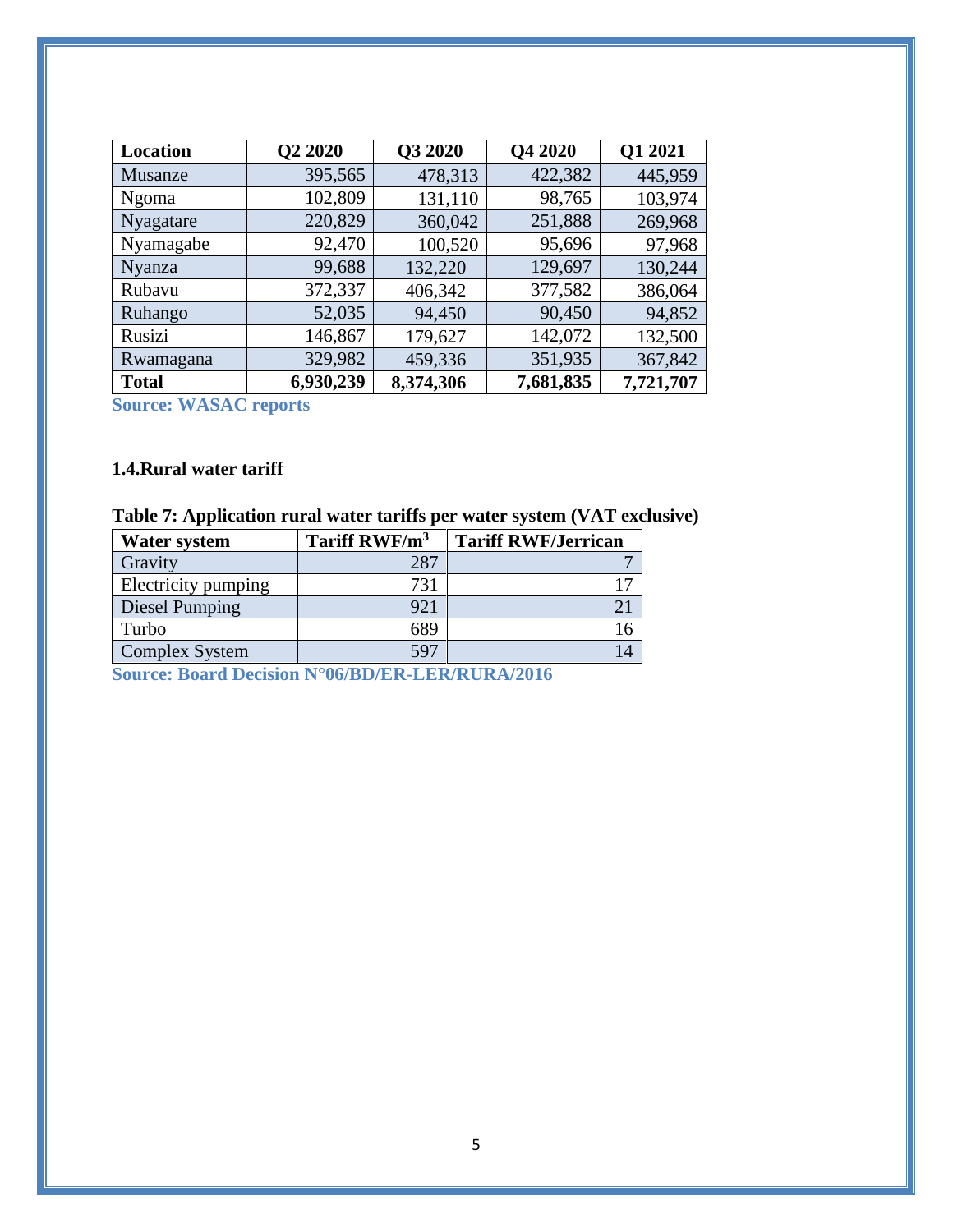| Location | Q2 2020 | Q3 2020 | Q4 2020 | Q1 2021 |
|---|---|---|---|---|
| Musanze | 395,565 | 478,313 | 422,382 | 445,959 |
| Ngoma | 102,809 | 131,110 | 98,765 | 103,974 |
| Nyagatare | 220,829 | 360,042 | 251,888 | 269,968 |
| Nyamagabe | 92,470 | 100,520 | 95,696 | 97,968 |
| Nyanza | 99,688 | 132,220 | 129,697 | 130,244 |
| Rubavu | 372,337 | 406,342 | 377,582 | 386,064 |
| Ruhango | 52,035 | 94,450 | 90,450 | 94,852 |
| Rusizi | 146,867 | 179,627 | 142,072 | 132,500 |
| Rwamagana | 329,982 | 459,336 | 351,935 | 367,842 |
| **Total** | **6,930,239** | **8,374,306** | **7,681,835** | **7,721,707** |

**Source: WASAC reports**

### 1.4.Rural water tariff

**Table 7: Application rural water tariffs per water system (VAT exclusive)**

| Water system | Tariff RWF/m$^3$ | Tariff RWF/Jerrican |
|---|---|---|
| Gravity | 287 | 7 |
| Electricity pumping | 731 | 17 |
| Diesel Pumping | 921 | 21 |
| Turbo | 689 | 16 |
| Complex System | 597 | 14 |

**Source: Board Decision N°06/BD/ER-LER/RURA/2016**